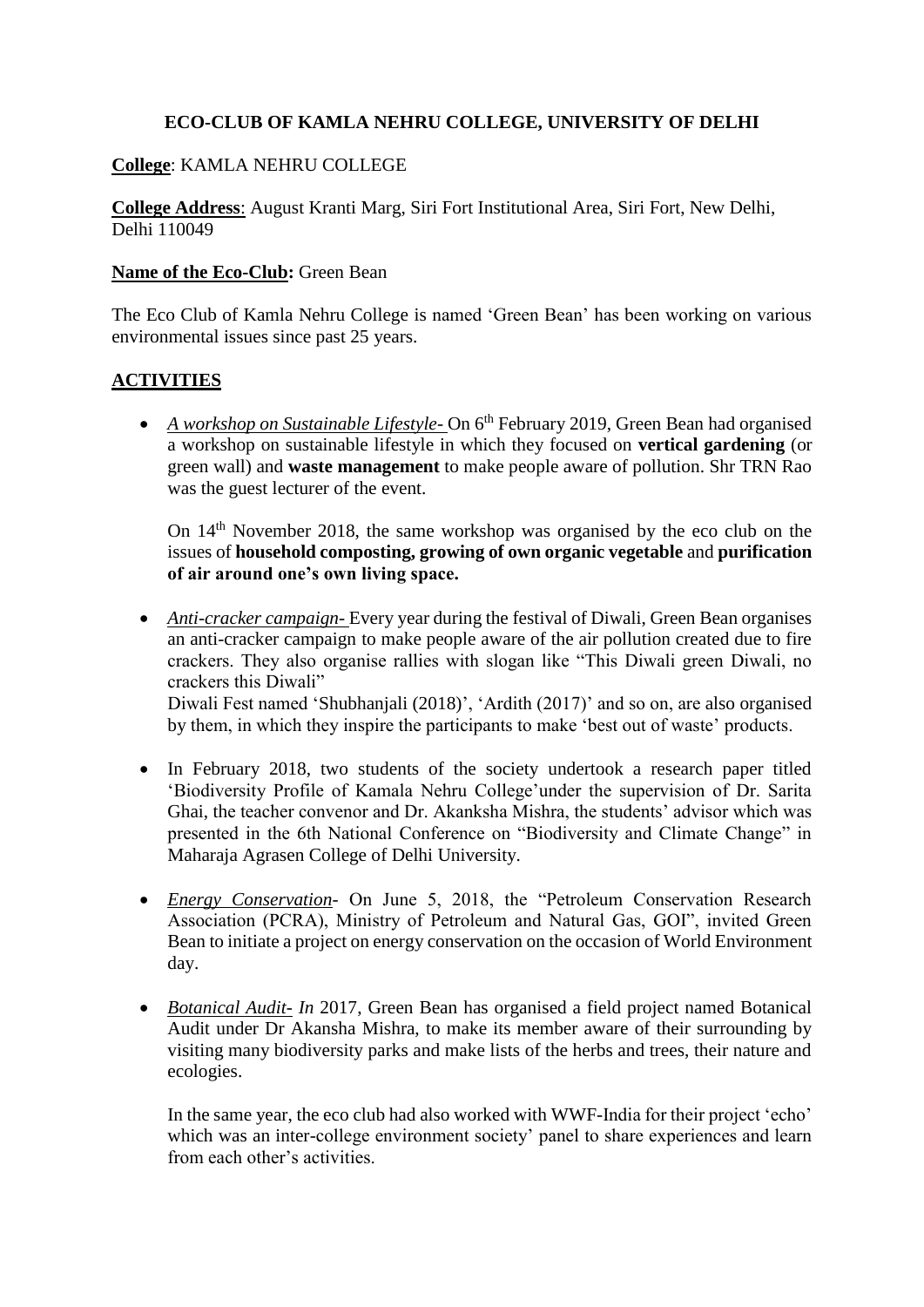**ECO-CLUB OF KAMLA NEHRU COLLEGE, UNIVERSITY OF DELHI**

**College**: KAMLA NEHRU COLLEGE

**College Address**: August Kranti Marg, Siri Fort Institutional Area, Siri Fort, New Delhi, Delhi 110049

**Name of the Eco-Club:** Green Bean

The Eco Club of Kamla Nehru College is named 'Green Bean' has been working on various environmental issues since past 25 years.

## ACTIVITIES

- *A workshop on Sustainable Lifestyle-* On 6th February 2019, Green Bean had organised a workshop on sustainable lifestyle in which they focused on **vertical gardening** (or green wall) and **waste management** to make people aware of pollution. Shr TRN Rao was the guest lecturer of the event.

  On 14th November 2018, the same workshop was organised by the eco club on the issues of **household composting, growing of own organic vegetable** and **purification of air around one's own living space.**

- *Anti-cracker campaign-* Every year during the festival of Diwali, Green Bean organises an anti-cracker campaign to make people aware of the air pollution created due to fire crackers. They also organise rallies with slogan like "This Diwali green Diwali, no crackers this Diwali"
  Diwali Fest named 'Shubhanjali (2018)', 'Ardith (2017)' and so on, are also organised by them, in which they inspire the participants to make 'best out of waste' products.

- In February 2018, two students of the society undertook a research paper titled 'Biodiversity Profile of Kamala Nehru College'under the supervision of Dr. Sarita Ghai, the teacher convenor and Dr. Akanksha Mishra, the students' advisor which was presented in the 6th National Conference on "Biodiversity and Climate Change" in Maharaja Agrasen College of Delhi University.

- *Energy Conservation*- On June 5, 2018, the "Petroleum Conservation Research Association (PCRA), Ministry of Petroleum and Natural Gas, GOI", invited Green Bean to initiate a project on energy conservation on the occasion of World Environment day.

- *Botanical Audit- In* 2017, Green Bean has organised a field project named Botanical Audit under Dr Akansha Mishra, to make its member aware of their surrounding by visiting many biodiversity parks and make lists of the herbs and trees, their nature and ecologies.

  In the same year, the eco club had also worked with WWF-India for their project 'echo' which was an inter-college environment society' panel to share experiences and learn from each other's activities.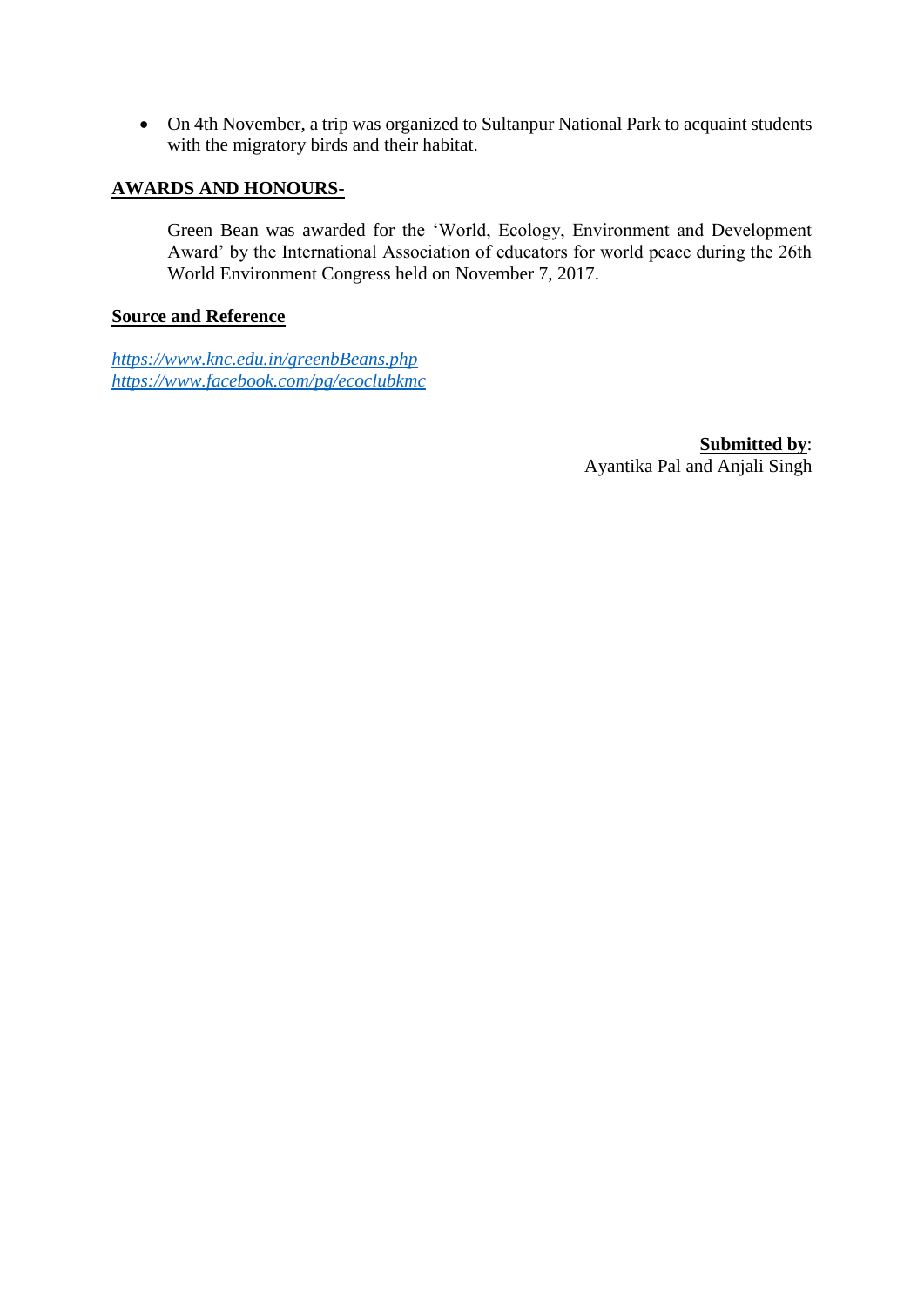- On 4th November, a trip was organized to Sultanpur National Park to acquaint students with the migratory birds and their habitat.

**AWARDS AND HONOURS-**

Green Bean was awarded for the 'World, Ecology, Environment and Development Award' by the International Association of educators for world peace during the 26th World Environment Congress held on November 7, 2017.

**Source and Reference**

*https://www.knc.edu.in/greenbBeans.php*
*https://www.facebook.com/pg/ecoclubkmc*

**Submitted by**:
Ayantika Pal and Anjali Singh